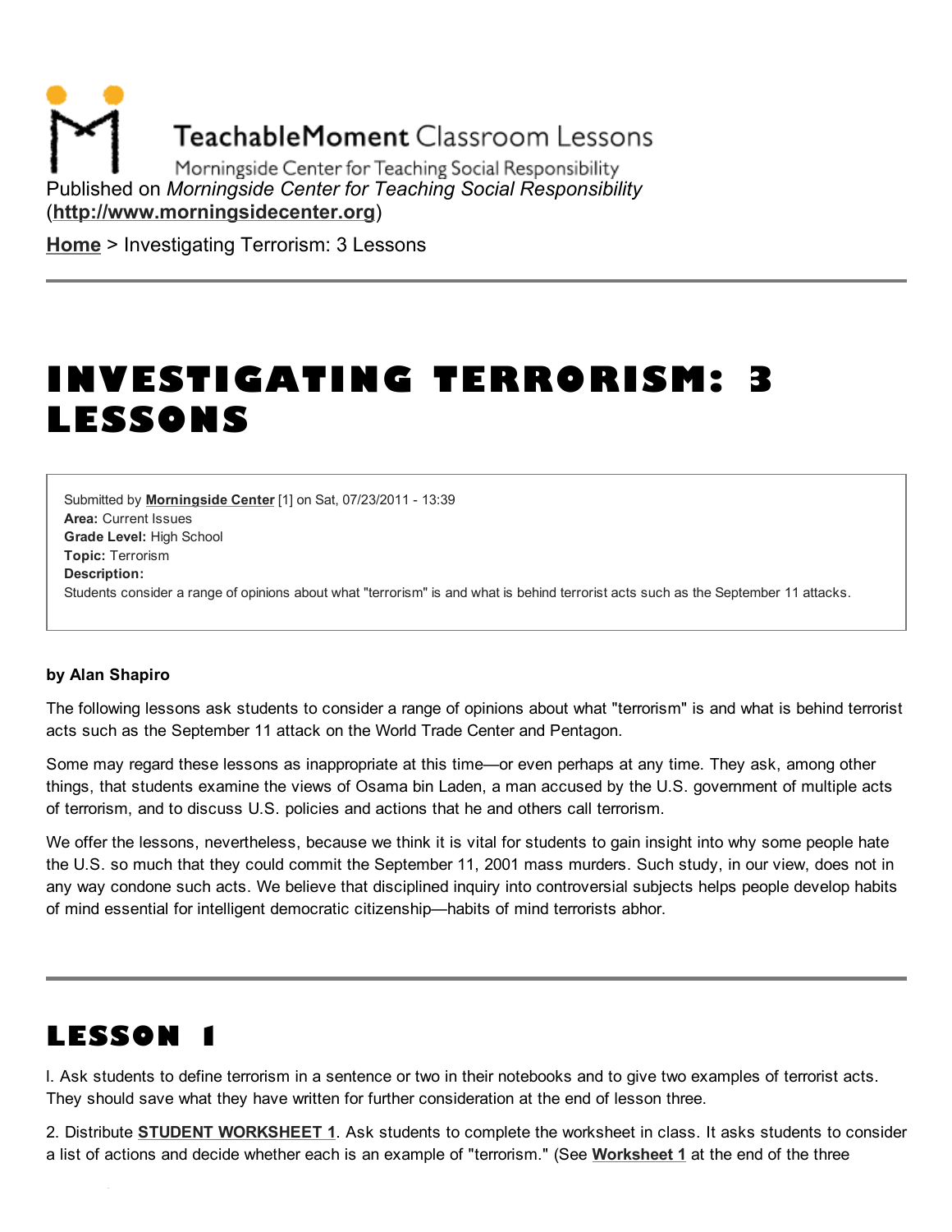TeachableMoment Classroom Lessons

Morningside Center for Teaching Social Responsibility

Published on *Morningside Center for Teaching Social Responsibility* (**http://www.morningsidecenter.org**)

**Home** > Investigating Terrorism: 3 Lessons

# INVESTIGATING TERRORISM: 3 LESSONS

Submitted by **Morningside Center** [1] on Sat, 07/23/2011 - 13:39
**Area:** Current Issues
**Grade Level:** High School
**Topic:** Terrorism
**Description:**
Students consider a range of opinions about what "terrorism" is and what is behind terrorist acts such as the September 11 attacks.

**by Alan Shapiro**

The following lessons ask students to consider a range of opinions about what "terrorism" is and what is behind terrorist acts such as the September 11 attack on the World Trade Center and Pentagon.

Some may regard these lessons as inappropriate at this time—or even perhaps at any time. They ask, among other things, that students examine the views of Osama bin Laden, a man accused by the U.S. government of multiple acts of terrorism, and to discuss U.S. policies and actions that he and others call terrorism.

We offer the lessons, nevertheless, because we think it is vital for students to gain insight into why some people hate the U.S. so much that they could commit the September 11, 2001 mass murders. Such study, in our view, does not in any way condone such acts. We believe that disciplined inquiry into controversial subjects helps people develop habits of mind essential for intelligent democratic citizenship—habits of mind terrorists abhor.

## LESSON 1

l. Ask students to define terrorism in a sentence or two in their notebooks and to give two examples of terrorist acts. They should save what they have written for further consideration at the end of lesson three.

2. Distribute **STUDENT WORKSHEET 1**. Ask students to complete the worksheet in class. It asks students to consider a list of actions and decide whether each is an example of "terrorism." (See **Worksheet 1** at the end of the three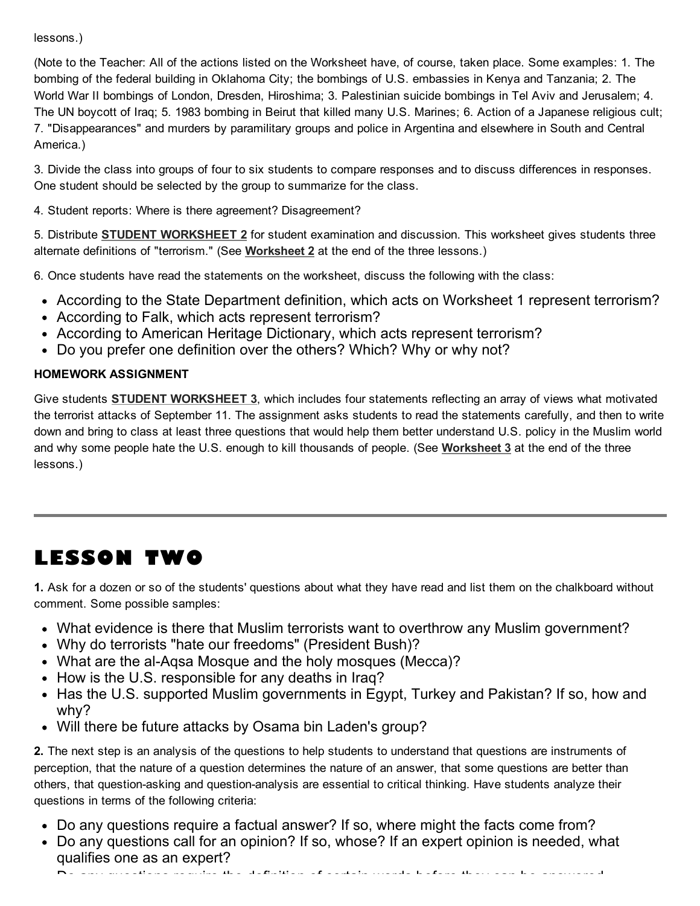lessons.)

(Note to the Teacher: All of the actions listed on the Worksheet have, of course, taken place. Some examples: 1. The bombing of the federal building in Oklahoma City; the bombings of U.S. embassies in Kenya and Tanzania; 2. The World War II bombings of London, Dresden, Hiroshima; 3. Palestinian suicide bombings in Tel Aviv and Jerusalem; 4. The UN boycott of Iraq; 5. 1983 bombing in Beirut that killed many U.S. Marines; 6. Action of a Japanese religious cult; 7. "Disappearances" and murders by paramilitary groups and police in Argentina and elsewhere in South and Central America.)

3. Divide the class into groups of four to six students to compare responses and to discuss differences in responses. One student should be selected by the group to summarize for the class.

4. Student reports: Where is there agreement? Disagreement?

5. Distribute **STUDENT WORKSHEET 2** for student examination and discussion. This worksheet gives students three alternate definitions of "terrorism." (See **Worksheet 2** at the end of the three lessons.)

6. Once students have read the statements on the worksheet, discuss the following with the class:

- According to the State Department definition, which acts on Worksheet 1 represent terrorism?
- According to Falk, which acts represent terrorism?
- According to American Heritage Dictionary, which acts represent terrorism?
- Do you prefer one definition over the others? Which? Why or why not?

**HOMEWORK ASSIGNMENT**

Give students **STUDENT WORKSHEET 3**, which includes four statements reflecting an array of views what motivated the terrorist attacks of September 11. The assignment asks students to read the statements carefully, and then to write down and bring to class at least three questions that would help them better understand U.S. policy in the Muslim world and why some people hate the U.S. enough to kill thousands of people. (See **Worksheet 3** at the end of the three lessons.)

# LESSON TWO

**1.** Ask for a dozen or so of the students' questions about what they have read and list them on the chalkboard without comment. Some possible samples:

- What evidence is there that Muslim terrorists want to overthrow any Muslim government?
- Why do terrorists "hate our freedoms" (President Bush)?
- What are the al-Aqsa Mosque and the holy mosques (Mecca)?
- How is the U.S. responsible for any deaths in Iraq?
- Has the U.S. supported Muslim governments in Egypt, Turkey and Pakistan? If so, how and why?
- Will there be future attacks by Osama bin Laden's group?

**2.** The next step is an analysis of the questions to help students to understand that questions are instruments of perception, that the nature of a question determines the nature of an answer, that some questions are better than others, that question-asking and question-analysis are essential to critical thinking. Have students analyze their questions in terms of the following criteria:

- Do any questions require a factual answer? If so, where might the facts come from?
- Do any questions call for an opinion? If so, whose? If an expert opinion is needed, what qualifies one as an expert?
- Do any questions require the definition of certain words before they can be answered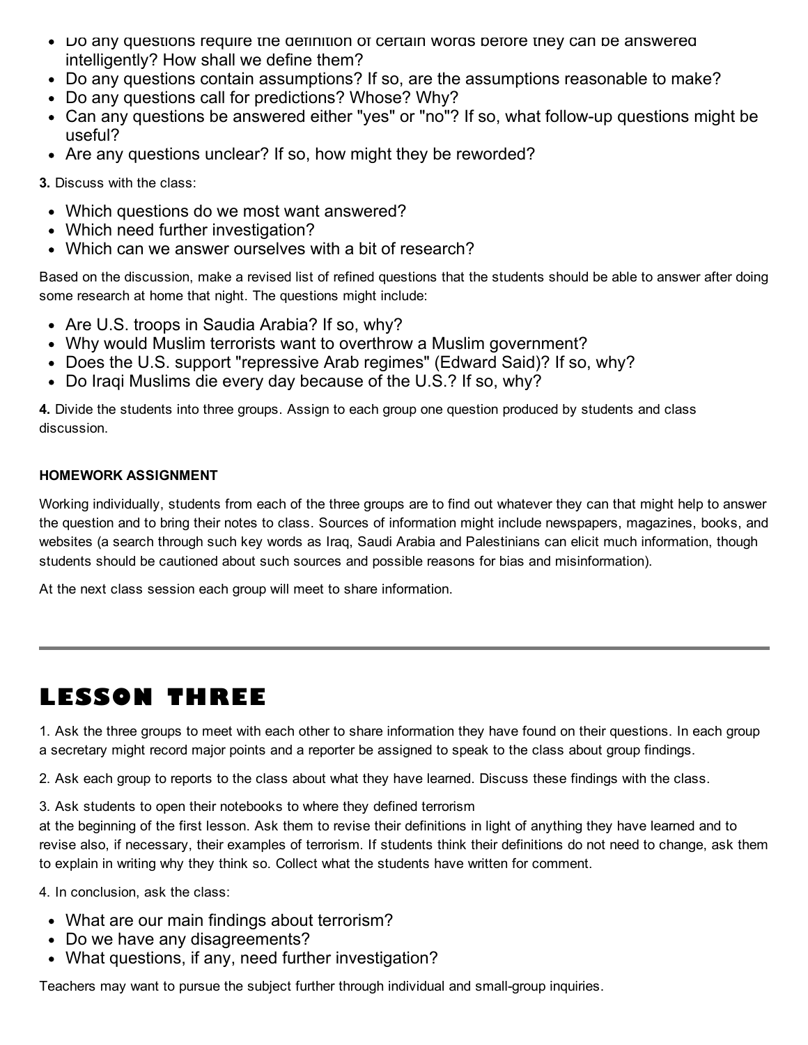- Do any questions require the definition of certain words before they can be answered intelligently? How shall we define them?
- Do any questions contain assumptions? If so, are the assumptions reasonable to make?
- Do any questions call for predictions? Whose? Why?
- Can any questions be answered either "yes" or "no"? If so, what follow-up questions might be useful?
- Are any questions unclear? If so, how might they be reworded?

**3.** Discuss with the class:

- Which questions do we most want answered?
- Which need further investigation?
- Which can we answer ourselves with a bit of research?

Based on the discussion, make a revised list of refined questions that the students should be able to answer after doing some research at home that night. The questions might include:

- Are U.S. troops in Saudia Arabia? If so, why?
- Why would Muslim terrorists want to overthrow a Muslim government?
- Does the U.S. support "repressive Arab regimes" (Edward Said)? If so, why?
- Do Iraqi Muslims die every day because of the U.S.? If so, why?

**4.** Divide the students into three groups. Assign to each group one question produced by students and class discussion.

**HOMEWORK ASSIGNMENT**

Working individually, students from each of the three groups are to find out whatever they can that might help to answer the question and to bring their notes to class. Sources of information might include newspapers, magazines, books, and websites (a search through such key words as Iraq, Saudi Arabia and Palestinians can elicit much information, though students should be cautioned about such sources and possible reasons for bias and misinformation).

At the next class session each group will meet to share information.

---

# LESSON THREE

1. Ask the three groups to meet with each other to share information they have found on their questions. In each group a secretary might record major points and a reporter be assigned to speak to the class about group findings.

2. Ask each group to reports to the class about what they have learned. Discuss these findings with the class.

3. Ask students to open their notebooks to where they defined terrorism at the beginning of the first lesson. Ask them to revise their definitions in light of anything they have learned and to revise also, if necessary, their examples of terrorism. If students think their definitions do not need to change, ask them to explain in writing why they think so. Collect what the students have written for comment.

4. In conclusion, ask the class:

- What are our main findings about terrorism?
- Do we have any disagreements?
- What questions, if any, need further investigation?

Teachers may want to pursue the subject further through individual and small-group inquiries.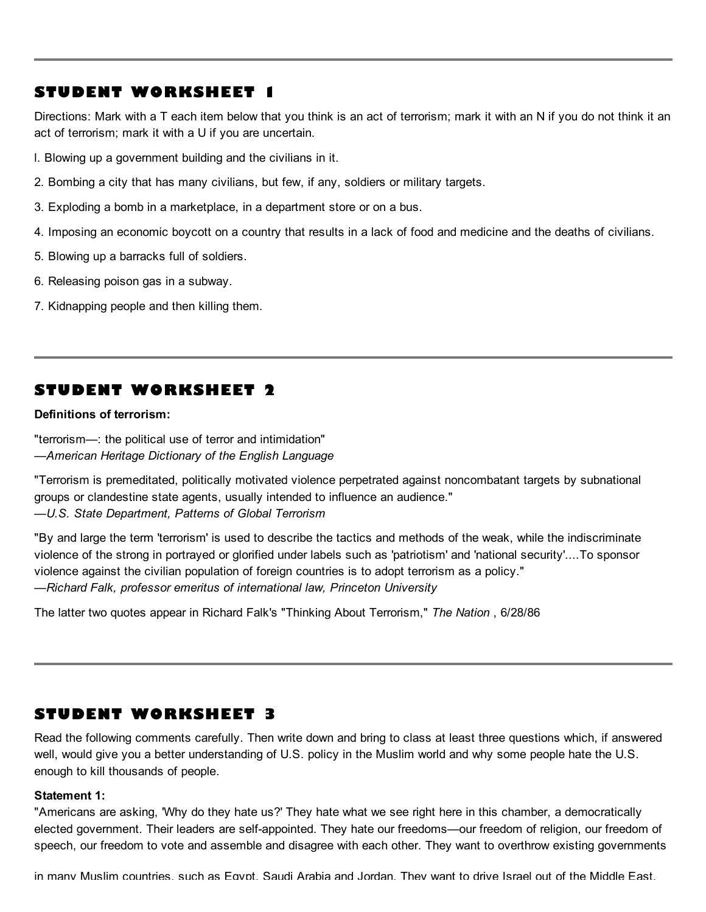## STUDENT WORKSHEET 1

Directions: Mark with a T each item below that you think is an act of terrorism; mark it with an N if you do not think it an act of terrorism; mark it with a U if you are uncertain.

l. Blowing up a government building and the civilians in it.

2. Bombing a city that has many civilians, but few, if any, soldiers or military targets.

3. Exploding a bomb in a marketplace, in a department store or on a bus.

4. Imposing an economic boycott on a country that results in a lack of food and medicine and the deaths of civilians.

5. Blowing up a barracks full of soldiers.

6. Releasing poison gas in a subway.

7. Kidnapping people and then killing them.

## STUDENT WORKSHEET 2

**Definitions of terrorism:**

"terrorism—: the political use of terror and intimidation"
—*American Heritage Dictionary of the English Language*

"Terrorism is premeditated, politically motivated violence perpetrated against noncombatant targets by subnational groups or clandestine state agents, usually intended to influence an audience."
—*U.S. State Department, Patterns of Global Terrorism*

"By and large the term 'terrorism' is used to describe the tactics and methods of the weak, while the indiscriminate violence of the strong in portrayed or glorified under labels such as 'patriotism' and 'national security'....To sponsor violence against the civilian population of foreign countries is to adopt terrorism as a policy."
—*Richard Falk, professor emeritus of international law, Princeton University*

The latter two quotes appear in Richard Falk's "Thinking About Terrorism," *The Nation* , 6/28/86

## STUDENT WORKSHEET 3

Read the following comments carefully. Then write down and bring to class at least three questions which, if answered well, would give you a better understanding of U.S. policy in the Muslim world and why some people hate the U.S. enough to kill thousands of people.

**Statement 1:**
"Americans are asking, 'Why do they hate us?' They hate what we see right here in this chamber, a democratically elected government. Their leaders are self-appointed. They hate our freedoms—our freedom of religion, our freedom of speech, our freedom to vote and assemble and disagree with each other. They want to overthrow existing governments

in many Muslim countries, such as Egypt, Saudi Arabia and Jordan. They want to drive Israel out of the Middle East.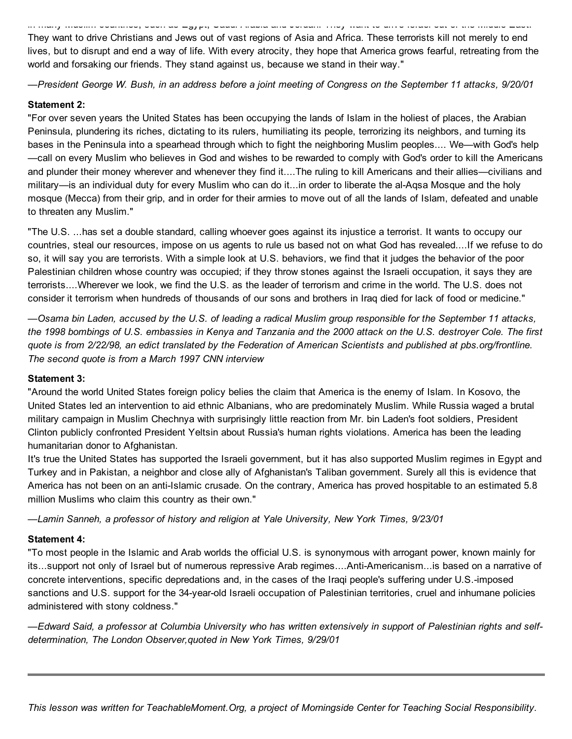in many Muslim countries, such as Egypt, Saudi Arabia and Jordan. They want to drive Israel out of the Middle East. They want to drive Christians and Jews out of vast regions of Asia and Africa. These terrorists kill not merely to end lives, but to disrupt and end a way of life. With every atrocity, they hope that America grows fearful, retreating from the world and forsaking our friends. They stand against us, because we stand in their way."

*—President George W. Bush, in an address before a joint meeting of Congress on the September 11 attacks, 9/20/01*

**Statement 2:**

"For over seven years the United States has been occupying the lands of Islam in the holiest of places, the Arabian Peninsula, plundering its riches, dictating to its rulers, humiliating its people, terrorizing its neighbors, and turning its bases in the Peninsula into a spearhead through which to fight the neighboring Muslim peoples.... We—with God's help—call on every Muslim who believes in God and wishes to be rewarded to comply with God's order to kill the Americans and plunder their money wherever and whenever they find it....The ruling to kill Americans and their allies—civilians and military—is an individual duty for every Muslim who can do it...in order to liberate the al-Aqsa Mosque and the holy mosque (Mecca) from their grip, and in order for their armies to move out of all the lands of Islam, defeated and unable to threaten any Muslim."

"The U.S. ...has set a double standard, calling whoever goes against its injustice a terrorist. It wants to occupy our countries, steal our resources, impose on us agents to rule us based not on what God has revealed....If we refuse to do so, it will say you are terrorists. With a simple look at U.S. behaviors, we find that it judges the behavior of the poor Palestinian children whose country was occupied; if they throw stones against the Israeli occupation, it says they are terrorists....Wherever we look, we find the U.S. as the leader of terrorism and crime in the world. The U.S. does not consider it terrorism when hundreds of thousands of our sons and brothers in Iraq died for lack of food or medicine."

*—Osama bin Laden, accused by the U.S. of leading a radical Muslim group responsible for the September 11 attacks, the 1998 bombings of U.S. embassies in Kenya and Tanzania and the 2000 attack on the U.S. destroyer Cole. The first quote is from 2/22/98, an edict translated by the Federation of American Scientists and published at pbs.org/frontline. The second quote is from a March 1997 CNN interview*

**Statement 3:**

"Around the world United States foreign policy belies the claim that America is the enemy of Islam. In Kosovo, the United States led an intervention to aid ethnic Albanians, who are predominately Muslim. While Russia waged a brutal military campaign in Muslim Chechnya with surprisingly little reaction from Mr. bin Laden's foot soldiers, President Clinton publicly confronted President Yeltsin about Russia's human rights violations. America has been the leading humanitarian donor to Afghanistan.

It's true the United States has supported the Israeli government, but it has also supported Muslim regimes in Egypt and Turkey and in Pakistan, a neighbor and close ally of Afghanistan's Taliban government. Surely all this is evidence that America has not been on an anti-Islamic crusade. On the contrary, America has proved hospitable to an estimated 5.8 million Muslims who claim this country as their own."

*—Lamin Sanneh, a professor of history and religion at Yale University, New York Times, 9/23/01*

**Statement 4:**

"To most people in the Islamic and Arab worlds the official U.S. is synonymous with arrogant power, known mainly for its...support not only of Israel but of numerous repressive Arab regimes....Anti-Americanism...is based on a narrative of concrete interventions, specific depredations and, in the cases of the Iraqi people's suffering under U.S.-imposed sanctions and U.S. support for the 34-year-old Israeli occupation of Palestinian territories, cruel and inhumane policies administered with stony coldness."

*—Edward Said, a professor at Columbia University who has written extensively in support of Palestinian rights and self-determination, The London Observer,quoted in New York Times, 9/29/01*

---

*This lesson was written for TeachableMoment.Org, a project of Morningside Center for Teaching Social Responsibility.*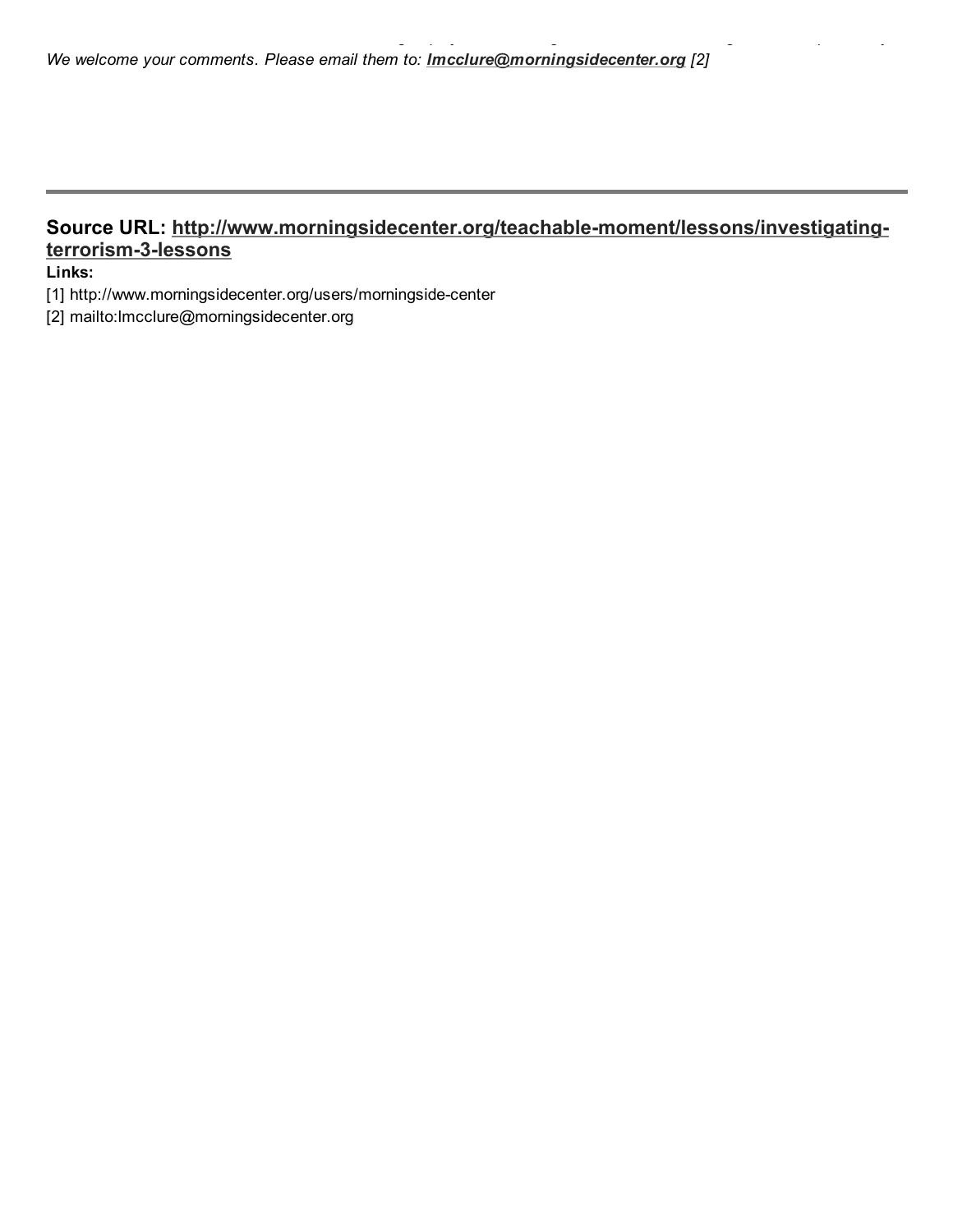*We welcome your comments. Please email them to: **lmcclure@morningsidecenter.org** [2]*

---

**Source URL: http://www.morningsidecenter.org/teachable-moment/lessons/investigating-terrorism-3-lessons**

**Links:**

[1] http://www.morningsidecenter.org/users/morningside-center

[2] mailto:lmcclure@morningsidecenter.org